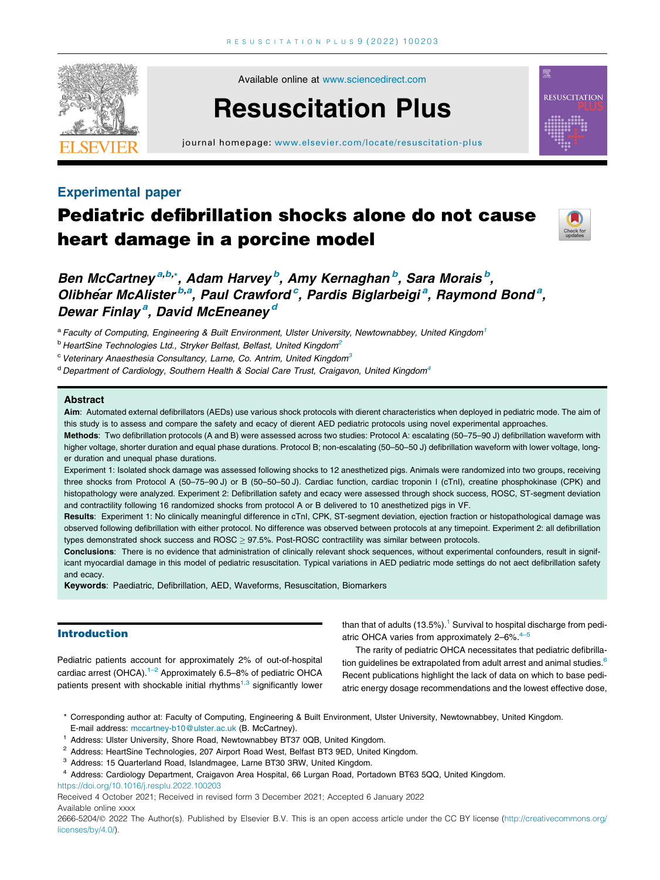Experimental paper

# Pediatric defibrillation shocks alone do not cause heart damage in a porcine model

**Ben McCartney[a,b,*], Adam Harvey[b], Amy Kernaghan[b], Sara Morais[b], Olibheár McAlister[b,a], Paul Crawford[c], Pardis Biglarbeigi[a], Raymond Bond[a], Dewar Finlay[a], David McEneaney[d]**

[a] Faculty of Computing, Engineering & Built Environment, Ulster University, Newtownabbey, United Kingdom[1]
[b] HeartSine Technologies Ltd., Stryker Belfast, Belfast, United Kingdom[2]
[c] Veterinary Anaesthesia Consultancy, Larne, Co. Antrim, United Kingdom[3]
[d] Department of Cardiology, Southern Health & Social Care Trust, Craigavon, United Kingdom[4]

## Abstract

**Aim**: Automated external defibrillators (AEDs) use various shock protocols with dierent characteristics when deployed in pediatric mode. The aim of this study is to assess and compare the safety and ecacy of dierent AED pediatric protocols using novel experimental approaches.

**Methods**: Two defibrillation protocols (A and B) were assessed across two studies: Protocol A: escalating (50–75–90 J) defibrillation waveform with higher voltage, shorter duration and equal phase durations. Protocol B; non-escalating (50–50–50 J) defibrillation waveform with lower voltage, longer duration and unequal phase durations.

Experiment 1: Isolated shock damage was assessed following shocks to 12 anesthetized pigs. Animals were randomized into two groups, receiving three shocks from Protocol A (50–75–90 J) or B (50–50–50 J). Cardiac function, cardiac troponin I (cTnI), creatine phosphokinase (CPK) and histopathology were analyzed. Experiment 2: Defibrillation safety and ecacy were assessed through shock success, ROSC, ST-segment deviation and contractility following 16 randomized shocks from protocol A or B delivered to 10 anesthetized pigs in VF.

**Results**: Experiment 1: No clinically meaningful difference in cTnI, CPK, ST-segment deviation, ejection fraction or histopathological damage was observed following defibrillation with either protocol. No difference was observed between protocols at any timepoint. Experiment 2: all defibrillation types demonstrated shock success and ROSC ≥ 97.5%. Post-ROSC contractility was similar between protocols.

**Conclusions**: There is no evidence that administration of clinically relevant shock sequences, without experimental confounders, result in significant myocardial damage in this model of pediatric resuscitation. Typical variations in AED pediatric mode settings do not aect defibrillation safety and ecacy.

**Keywords**: Paediatric, Defibrillation, AED, Waveforms, Resuscitation, Biomarkers

## Introduction

Pediatric patients account for approximately 2% of out-of-hospital cardiac arrest (OHCA).[1–2] Approximately 6.5–8% of pediatric OHCA patients present with shockable initial rhythms[1,3] significantly lower than that of adults (13.5%).[1] Survival to hospital discharge from pediatric OHCA varies from approximately 2–6%.[4–5]

The rarity of pediatric OHCA necessitates that pediatric defibrillation guidelines be extrapolated from adult arrest and animal studies.[6] Recent publications highlight the lack of data on which to base pediatric energy dosage recommendations and the lowest effective dose,

\* Corresponding author at: Faculty of Computing, Engineering & Built Environment, Ulster University, Newtownabbey, United Kingdom.
E-mail address: mccartney-b10@ulster.ac.uk (B. McCartney).

[1] Address: Ulster University, Shore Road, Newtownabbey BT37 0QB, United Kingdom.
[2] Address: HeartSine Technologies, 207 Airport Road West, Belfast BT3 9ED, United Kingdom.
[3] Address: 15 Quarterland Road, Islandmagee, Larne BT30 3RW, United Kingdom.
[4] Address: Cardiology Department, Craigavon Area Hospital, 66 Lurgan Road, Portadown BT63 5QQ, United Kingdom.

https://doi.org/10.1016/j.resplu.2022.100203
Received 4 October 2021; Received in revised form 3 December 2021; Accepted 6 January 2022
Available online xxxx
2666-5204/© 2022 The Author(s). Published by Elsevier B.V. This is an open access article under the CC BY license (http://creativecommons.org/licenses/by/4.0/).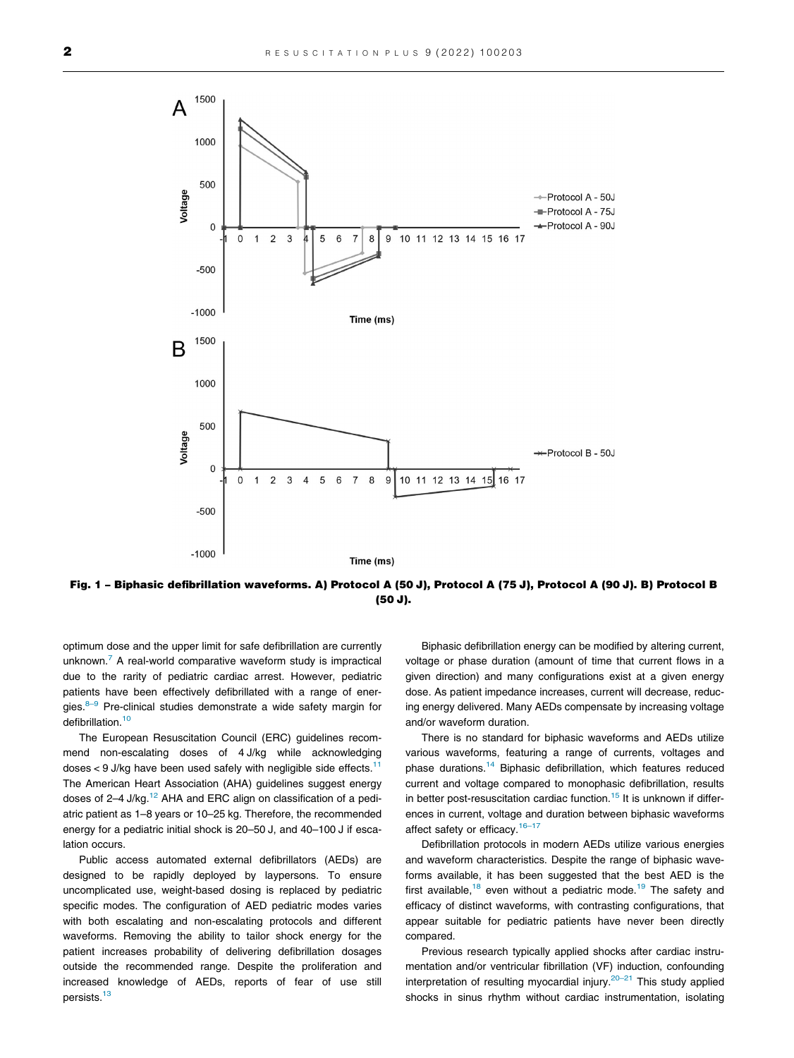Fig. 1 – Biphasic defibrillation waveforms. A) Protocol A (50 J), Protocol A (75 J), Protocol A (90 J). B) Protocol B (50 J).

optimum dose and the upper limit for safe defibrillation are currently unknown.[7] A real-world comparative waveform study is impractical due to the rarity of pediatric cardiac arrest. However, pediatric patients have been effectively defibrillated with a range of energies.[8–9] Pre-clinical studies demonstrate a wide safety margin for defibrillation.[10]

The European Resuscitation Council (ERC) guidelines recommend non-escalating doses of 4 J/kg while acknowledging doses < 9 J/kg have been used safely with negligible side effects.[11] The American Heart Association (AHA) guidelines suggest energy doses of 2–4 J/kg.[12] AHA and ERC align on classification of a pediatric patient as 1–8 years or 10–25 kg. Therefore, the recommended energy for a pediatric initial shock is 20–50 J, and 40–100 J if escalation occurs.

Public access automated external defibrillators (AEDs) are designed to be rapidly deployed by laypersons. To ensure uncomplicated use, weight-based dosing is replaced by pediatric specific modes. The configuration of AED pediatric modes varies with both escalating and non-escalating protocols and different waveforms. Removing the ability to tailor shock energy for the patient increases probability of delivering defibrillation dosages outside the recommended range. Despite the proliferation and increased knowledge of AEDs, reports of fear of use still persists.[13]

Biphasic defibrillation energy can be modified by altering current, voltage or phase duration (amount of time that current flows in a given direction) and many configurations exist at a given energy dose. As patient impedance increases, current will decrease, reducing energy delivered. Many AEDs compensate by increasing voltage and/or waveform duration.

There is no standard for biphasic waveforms and AEDs utilize various waveforms, featuring a range of currents, voltages and phase durations.[14] Biphasic defibrillation, which features reduced current and voltage compared to monophasic defibrillation, results in better post-resuscitation cardiac function.[15] It is unknown if differences in current, voltage and duration between biphasic waveforms affect safety or efficacy.[16–17]

Defibrillation protocols in modern AEDs utilize various energies and waveform characteristics. Despite the range of biphasic waveforms available, it has been suggested that the best AED is the first available,[18] even without a pediatric mode.[19] The safety and efficacy of distinct waveforms, with contrasting configurations, that appear suitable for pediatric patients have never been directly compared.

Previous research typically applied shocks after cardiac instrumentation and/or ventricular fibrillation (VF) induction, confounding interpretation of resulting myocardial injury.[20–21] This study applied shocks in sinus rhythm without cardiac instrumentation, isolating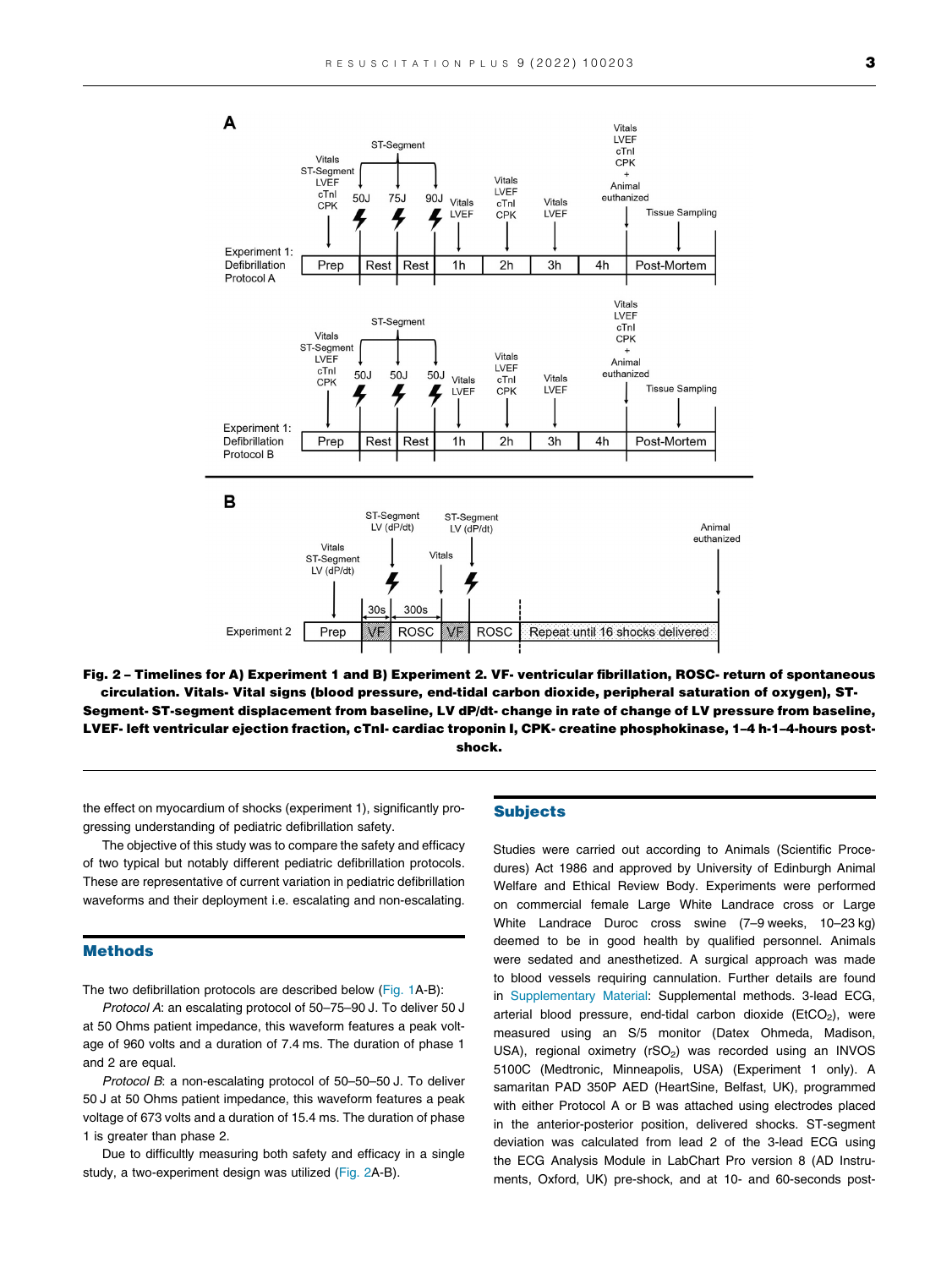Fig. 2 – Timelines for A) Experiment 1 and B) Experiment 2. VF- ventricular fibrillation, ROSC- return of spontaneous circulation. Vitals- Vital signs (blood pressure, end-tidal carbon dioxide, peripheral saturation of oxygen), ST-Segment- ST-segment displacement from baseline, LV dP/dt- change in rate of change of LV pressure from baseline, LVEF- left ventricular ejection fraction, cTnI- cardiac troponin I, CPK- creatine phosphokinase, 1–4 h-1–4-hours post-shock.

the effect on myocardium of shocks (experiment 1), significantly progressing understanding of pediatric defibrillation safety.

The objective of this study was to compare the safety and efficacy of two typical but notably different pediatric defibrillation protocols. These are representative of current variation in pediatric defibrillation waveforms and their deployment i.e. escalating and non-escalating.

## Methods

The two defibrillation protocols are described below (Fig. 1A-B):

*Protocol A*: an escalating protocol of 50–75–90 J. To deliver 50 J at 50 Ohms patient impedance, this waveform features a peak voltage of 960 volts and a duration of 7.4 ms. The duration of phase 1 and 2 are equal.

*Protocol B*: a non-escalating protocol of 50–50–50 J. To deliver 50 J at 50 Ohms patient impedance, this waveform features a peak voltage of 673 volts and a duration of 15.4 ms. The duration of phase 1 is greater than phase 2.

Due to difficultly measuring both safety and efficacy in a single study, a two-experiment design was utilized (Fig. 2A-B).

## Subjects

Studies were carried out according to Animals (Scientific Procedures) Act 1986 and approved by University of Edinburgh Animal Welfare and Ethical Review Body. Experiments were performed on commercial female Large White Landrace cross or Large White Landrace Duroc cross swine (7–9 weeks, 10–23 kg) deemed to be in good health by qualified personnel. Animals were sedated and anesthetized. A surgical approach was made to blood vessels requiring cannulation. Further details are found in Supplementary Material: Supplemental methods. 3-lead ECG, arterial blood pressure, end-tidal carbon dioxide ($EtCO_2$), were measured using an S/5 monitor (Datex Ohmeda, Madison, USA), regional oximetry ($rSO_2$) was recorded using an INVOS 5100C (Medtronic, Minneapolis, USA) (Experiment 1 only). A samaritan PAD 350P AED (HeartSine, Belfast, UK), programmed with either Protocol A or B was attached using electrodes placed in the anterior-posterior position, delivered shocks. ST-segment deviation was calculated from lead 2 of the 3-lead ECG using the ECG Analysis Module in LabChart Pro version 8 (AD Instruments, Oxford, UK) pre-shock, and at 10- and 60-seconds post-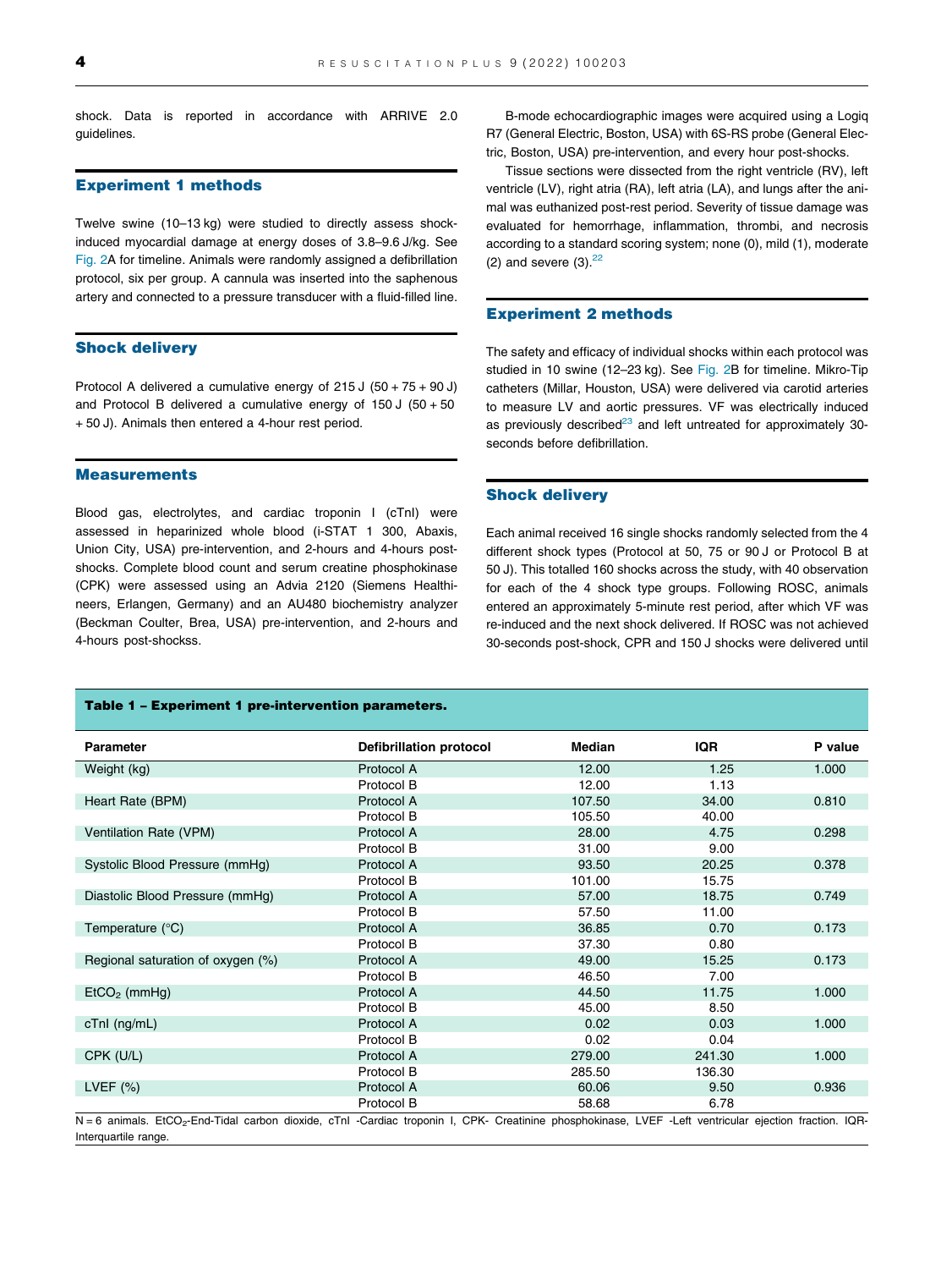shock. Data is reported in accordance with ARRIVE 2.0 guidelines.

## Experiment 1 methods

Twelve swine (10–13 kg) were studied to directly assess shock-induced myocardial damage at energy doses of 3.8–9.6 J/kg. See Fig. 2A for timeline. Animals were randomly assigned a defibrillation protocol, six per group. A cannula was inserted into the saphenous artery and connected to a pressure transducer with a fluid-filled line.

## Shock delivery

Protocol A delivered a cumulative energy of 215 J (50 + 75 + 90 J) and Protocol B delivered a cumulative energy of 150 J (50 + 50 + 50 J). Animals then entered a 4-hour rest period.

## Measurements

Blood gas, electrolytes, and cardiac troponin I (cTnI) were assessed in heparinized whole blood (i-STAT 1 300, Abaxis, Union City, USA) pre-intervention, and 2-hours and 4-hours post-shocks. Complete blood count and serum creatine phosphokinase (CPK) were assessed using an Advia 2120 (Siemens Healthineers, Erlangen, Germany) and an AU480 biochemistry analyzer (Beckman Coulter, Brea, USA) pre-intervention, and 2-hours and 4-hours post-shockss.

B-mode echocardiographic images were acquired using a Logiq R7 (General Electric, Boston, USA) with 6S-RS probe (General Electric, Boston, USA) pre-intervention, and every hour post-shocks.

Tissue sections were dissected from the right ventricle (RV), left ventricle (LV), right atria (RA), left atria (LA), and lungs after the animal was euthanized post-rest period. Severity of tissue damage was evaluated for hemorrhage, inflammation, thrombi, and necrosis according to a standard scoring system; none (0), mild (1), moderate (2) and severe (3).[22]

## Experiment 2 methods

The safety and efficacy of individual shocks within each protocol was studied in 10 swine (12–23 kg). See Fig. 2B for timeline. Mikro-Tip catheters (Millar, Houston, USA) were delivered via carotid arteries to measure LV and aortic pressures. VF was electrically induced as previously described[23] and left untreated for approximately 30-seconds before defibrillation.

## Shock delivery

Each animal received 16 single shocks randomly selected from the 4 different shock types (Protocol at 50, 75 or 90 J or Protocol B at 50 J). This totalled 160 shocks across the study, with 40 observation for each of the 4 shock type groups. Following ROSC, animals entered an approximately 5-minute rest period, after which VF was re-induced and the next shock delivered. If ROSC was not achieved 30-seconds post-shock, CPR and 150 J shocks were delivered until

**Table 1 – Experiment 1 pre-intervention parameters.**

| Parameter | Defibrillation protocol | Median | IQR | P value |
|---|---|---|---|---|
| Weight (kg) | Protocol A | 12.00 | 1.25 | 1.000 |
| | Protocol B | 12.00 | 1.13 | |
| Heart Rate (BPM) | Protocol A | 107.50 | 34.00 | 0.810 |
| | Protocol B | 105.50 | 40.00 | |
| Ventilation Rate (VPM) | Protocol A | 28.00 | 4.75 | 0.298 |
| | Protocol B | 31.00 | 9.00 | |
| Systolic Blood Pressure (mmHg) | Protocol A | 93.50 | 20.25 | 0.378 |
| | Protocol B | 101.00 | 15.75 | |
| Diastolic Blood Pressure (mmHg) | Protocol A | 57.00 | 18.75 | 0.749 |
| | Protocol B | 57.50 | 11.00 | |
| Temperature (°C) | Protocol A | 36.85 | 0.70 | 0.173 |
| | Protocol B | 37.30 | 0.80 | |
| Regional saturation of oxygen (%) | Protocol A | 49.00 | 15.25 | 0.173 |
| | Protocol B | 46.50 | 7.00 | |
| $EtCO_2$ (mmHg) | Protocol A | 44.50 | 11.75 | 1.000 |
| | Protocol B | 45.00 | 8.50 | |
| cTnI (ng/mL) | Protocol A | 0.02 | 0.03 | 1.000 |
| | Protocol B | 0.02 | 0.04 | |
| CPK (U/L) | Protocol A | 279.00 | 241.30 | 1.000 |
| | Protocol B | 285.50 | 136.30 | |
| LVEF (%) | Protocol A | 60.06 | 9.50 | 0.936 |
| | Protocol B | 58.68 | 6.78 | |

N = 6 animals. $EtCO_2$-End-Tidal carbon dioxide, cTnI -Cardiac troponin I, CPK- Creatinine phosphokinase, LVEF -Left ventricular ejection fraction. IQR-Interquartile range.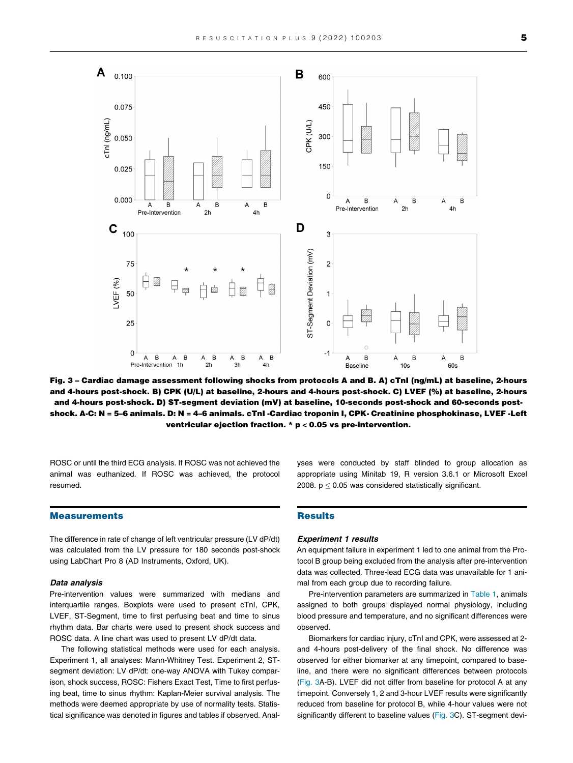Fig. 3 – Cardiac damage assessment following shocks from protocols A and B. A) cTnI (ng/mL) at baseline, 2-hours and 4-hours post-shock. B) CPK (U/L) at baseline, 2-hours and 4-hours post-shock. C) LVEF (%) at baseline, 2-hours and 4-hours post-shock. D) ST-segment deviation (mV) at baseline, 10-seconds post-shock and 60-seconds post-shock. A-C: N = 5–6 animals. D: N = 4–6 animals. cTnI -Cardiac troponin I, CPK- Creatinine phosphokinase, LVEF -Left ventricular ejection fraction. * p < 0.05 vs pre-intervention.

ROSC or until the third ECG analysis. If ROSC was not achieved the animal was euthanized. If ROSC was achieved, the protocol resumed.

## Measurements

The difference in rate of change of left ventricular pressure (LV dP/dt) was calculated from the LV pressure for 180 seconds post-shock using LabChart Pro 8 (AD Instruments, Oxford, UK).

### *Data analysis*

Pre-intervention values were summarized with medians and interquartile ranges. Boxplots were used to present cTnI, CPK, LVEF, ST-Segment, time to first perfusing beat and time to sinus rhythm data. Bar charts were used to present shock success and ROSC data. A line chart was used to present LV dP/dt data.

The following statistical methods were used for each analysis. Experiment 1, all analyses: Mann-Whitney Test. Experiment 2, ST-segment deviation: LV dP/dt: one-way ANOVA with Tukey comparison, shock success, ROSC: Fishers Exact Test, Time to first perfusing beat, time to sinus rhythm: Kaplan-Meier survival analysis. The methods were deemed appropriate by use of normality tests. Statistical significance was denoted in figures and tables if observed. Analyses were conducted by staff blinded to group allocation as appropriate using Minitab 19, R version 3.6.1 or Microsoft Excel 2008. $p \leq 0.05$ was considered statistically significant.

## Results

### *Experiment 1 results*

An equipment failure in experiment 1 led to one animal from the Protocol B group being excluded from the analysis after pre-intervention data was collected. Three-lead ECG data was unavailable for 1 animal from each group due to recording failure.

Pre-intervention parameters are summarized in Table 1, animals assigned to both groups displayed normal physiology, including blood pressure and temperature, and no significant differences were observed.

Biomarkers for cardiac injury, cTnI and CPK, were assessed at 2- and 4-hours post-delivery of the final shock. No difference was observed for either biomarker at any timepoint, compared to baseline, and there were no significant differences between protocols (Fig. 3A-B). LVEF did not differ from baseline for protocol A at any timepoint. Conversely 1, 2 and 3-hour LVEF results were significantly reduced from baseline for protocol B, while 4-hour values were not significantly different to baseline values (Fig. 3C). ST-segment devi-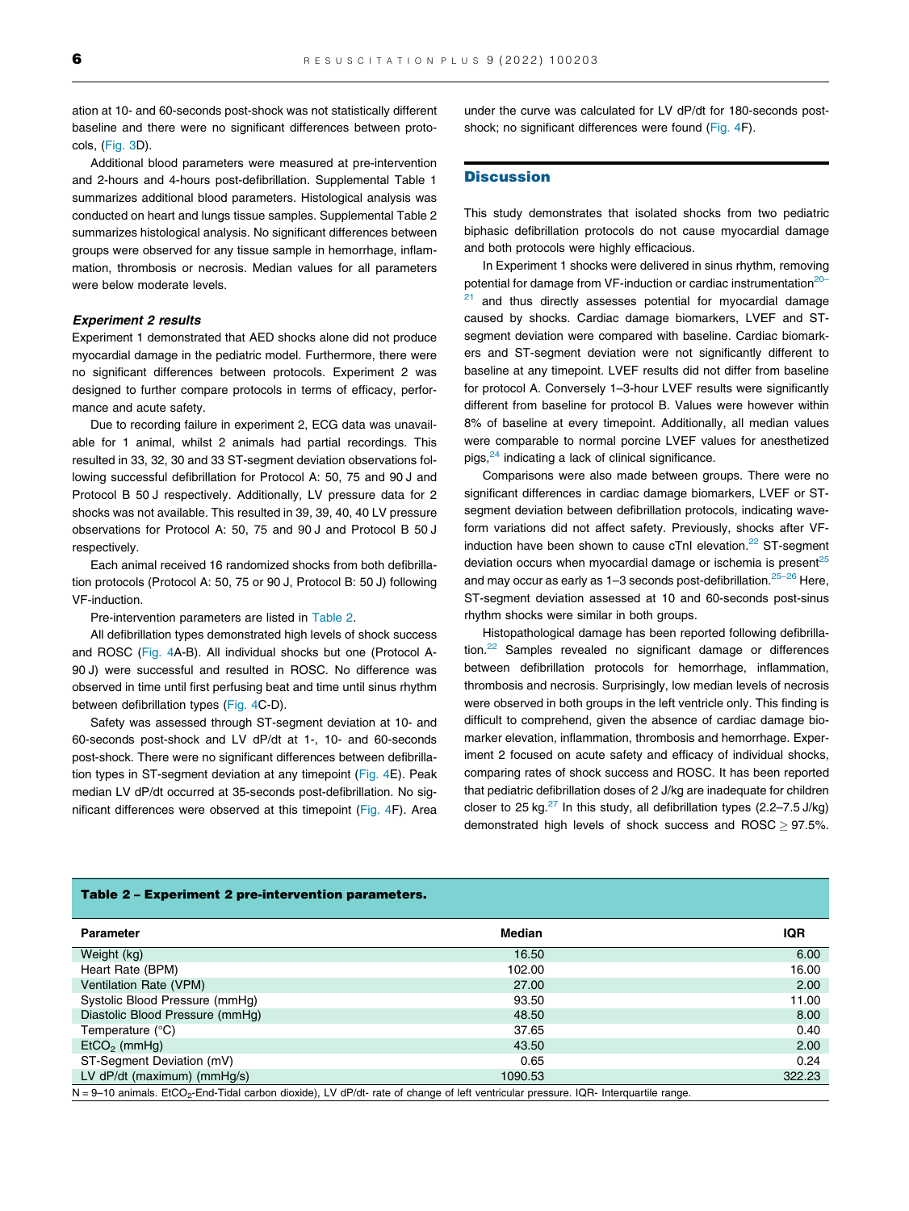ation at 10- and 60-seconds post-shock was not statistically different baseline and there were no significant differences between protocols, (Fig. 3D).

Additional blood parameters were measured at pre-intervention and 2-hours and 4-hours post-defibrillation. Supplemental Table 1 summarizes additional blood parameters. Histological analysis was conducted on heart and lungs tissue samples. Supplemental Table 2 summarizes histological analysis. No significant differences between groups were observed for any tissue sample in hemorrhage, inflammation, thrombosis or necrosis. Median values for all parameters were below moderate levels.

### *Experiment 2 results*

Experiment 1 demonstrated that AED shocks alone did not produce myocardial damage in the pediatric model. Furthermore, there were no significant differences between protocols. Experiment 2 was designed to further compare protocols in terms of efficacy, performance and acute safety.

Due to recording failure in experiment 2, ECG data was unavailable for 1 animal, whilst 2 animals had partial recordings. This resulted in 33, 32, 30 and 33 ST-segment deviation observations following successful defibrillation for Protocol A: 50, 75 and 90 J and Protocol B 50 J respectively. Additionally, LV pressure data for 2 shocks was not available. This resulted in 39, 39, 40, 40 LV pressure observations for Protocol A: 50, 75 and 90 J and Protocol B 50 J respectively.

Each animal received 16 randomized shocks from both defibrillation protocols (Protocol A: 50, 75 or 90 J, Protocol B: 50 J) following VF-induction.

Pre-intervention parameters are listed in Table 2.

All defibrillation types demonstrated high levels of shock success and ROSC (Fig. 4A-B). All individual shocks but one (Protocol A-90 J) were successful and resulted in ROSC. No difference was observed in time until first perfusing beat and time until sinus rhythm between defibrillation types (Fig. 4C-D).

Safety was assessed through ST-segment deviation at 10- and 60-seconds post-shock and LV dP/dt at 1-, 10- and 60-seconds post-shock. There were no significant differences between defibrillation types in ST-segment deviation at any timepoint (Fig. 4E). Peak median LV dP/dt occurred at 35-seconds post-defibrillation. No significant differences were observed at this timepoint (Fig. 4F). Area under the curve was calculated for LV dP/dt for 180-seconds post-shock; no significant differences were found (Fig. 4F).

## Discussion

This study demonstrates that isolated shocks from two pediatric biphasic defibrillation protocols do not cause myocardial damage and both protocols were highly efficacious.

In Experiment 1 shocks were delivered in sinus rhythm, removing potential for damage from VF-induction or cardiac instrumentation[20–21] and thus directly assesses potential for myocardial damage caused by shocks. Cardiac damage biomarkers, LVEF and ST-segment deviation were compared with baseline. Cardiac biomarkers and ST-segment deviation were not significantly different to baseline at any timepoint. LVEF results did not differ from baseline for protocol A. Conversely 1–3-hour LVEF results were significantly different from baseline for protocol B. Values were however within 8% of baseline at every timepoint. Additionally, all median values were comparable to normal porcine LVEF values for anesthetized pigs,[24] indicating a lack of clinical significance.

Comparisons were also made between groups. There were no significant differences in cardiac damage biomarkers, LVEF or ST-segment deviation between defibrillation protocols, indicating waveform variations did not affect safety. Previously, shocks after VF-induction have been shown to cause cTnI elevation.[22] ST-segment deviation occurs when myocardial damage or ischemia is present[25] and may occur as early as 1–3 seconds post-defibrillation.[25–26] Here, ST-segment deviation assessed at 10 and 60-seconds post-sinus rhythm shocks were similar in both groups.

Histopathological damage has been reported following defibrillation.[22] Samples revealed no significant damage or differences between defibrillation protocols for hemorrhage, inflammation, thrombosis and necrosis. Surprisingly, low median levels of necrosis were observed in both groups in the left ventricle only. This finding is difficult to comprehend, given the absence of cardiac damage biomarker elevation, inflammation, thrombosis and hemorrhage. Experiment 2 focused on acute safety and efficacy of individual shocks, comparing rates of shock success and ROSC. It has been reported that pediatric defibrillation doses of 2 J/kg are inadequate for children closer to 25 kg.[27] In this study, all defibrillation types (2.2–7.5 J/kg) demonstrated high levels of shock success and ROSC $\geq$ 97.5%.

**Table 2 – Experiment 2 pre-intervention parameters.**

| Parameter | Median | IQR |
|---|---|---|
| Weight (kg) | 16.50 | 6.00 |
| Heart Rate (BPM) | 102.00 | 16.00 |
| Ventilation Rate (VPM) | 27.00 | 2.00 |
| Systolic Blood Pressure (mmHg) | 93.50 | 11.00 |
| Diastolic Blood Pressure (mmHg) | 48.50 | 8.00 |
| Temperature (°C) | 37.65 | 0.40 |
| $EtCO_2$ (mmHg) | 43.50 | 2.00 |
| ST-Segment Deviation (mV) | 0.65 | 0.24 |
| LV dP/dt (maximum) (mmHg/s) | 1090.53 | 322.23 |

N = 9–10 animals. $EtCO_2$-End-Tidal carbon dioxide), LV dP/dt- rate of change of left ventricular pressure. IQR- Interquartile range.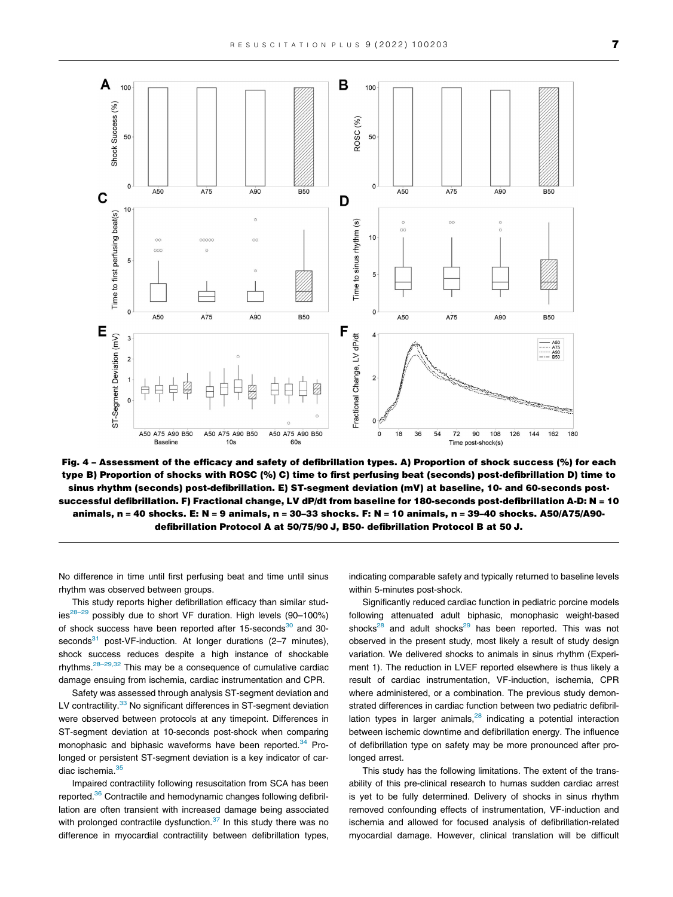**Fig. 4 – Assessment of the efficacy and safety of defibrillation types. A) Proportion of shock success (%) for each type B) Proportion of shocks with ROSC (%) C) time to first perfusing beat (seconds) post-defibrillation D) time to sinus rhythm (seconds) post-defibrillation. E) ST-segment deviation (mV) at baseline, 10- and 60-seconds post-successful defibrillation. F) Fractional change, LV dP/dt from baseline for 180-seconds post-defibrillation A-D: N = 10 animals, n = 40 shocks. E: N = 9 animals, n = 30–33 shocks. F: N = 10 animals, n = 39–40 shocks. A50/A75/A90- defibrillation Protocol A at 50/75/90 J, B50- defibrillation Protocol B at 50 J.**

No difference in time until first perfusing beat and time until sinus rhythm was observed between groups.

This study reports higher defibrillation efficacy than similar studies[28–29] possibly due to short VF duration. High levels (90–100%) of shock success have been reported after 15-seconds[30] and 30-seconds[31] post-VF-induction. At longer durations (2–7 minutes), shock success reduces despite a high instance of shockable rhythms.[28–29,32] This may be a consequence of cumulative cardiac damage ensuing from ischemia, cardiac instrumentation and CPR.

Safety was assessed through analysis ST-segment deviation and LV contractility.[33] No significant differences in ST-segment deviation were observed between protocols at any timepoint. Differences in ST-segment deviation at 10-seconds post-shock when comparing monophasic and biphasic waveforms have been reported.[34] Prolonged or persistent ST-segment deviation is a key indicator of cardiac ischemia.[35]

Impaired contractility following resuscitation from SCA has been reported.[36] Contractile and hemodynamic changes following defibrillation are often transient with increased damage being associated with prolonged contractile dysfunction.[37] In this study there was no difference in myocardial contractility between defibrillation types, indicating comparable safety and typically returned to baseline levels within 5-minutes post-shock.

Significantly reduced cardiac function in pediatric porcine models following attenuated adult biphasic, monophasic weight-based shocks[28] and adult shocks[29] has been reported. This was not observed in the present study, most likely a result of study design variation. We delivered shocks to animals in sinus rhythm (Experiment 1). The reduction in LVEF reported elsewhere is thus likely a result of cardiac instrumentation, VF-induction, ischemia, CPR where administered, or a combination. The previous study demonstrated differences in cardiac function between two pediatric defibrillation types in larger animals,[28] indicating a potential interaction between ischemic downtime and defibrillation energy. The influence of defibrillation type on safety may be more pronounced after prolonged arrest.

This study has the following limitations. The extent of the translability of this pre-clinical research to humas sudden cardiac arrest is yet to be fully determined. Delivery of shocks in sinus rhythm removed confounding effects of instrumentation, VF-induction and ischemia and allowed for focused analysis of defibrillation-related myocardial damage. However, clinical translation will be difficult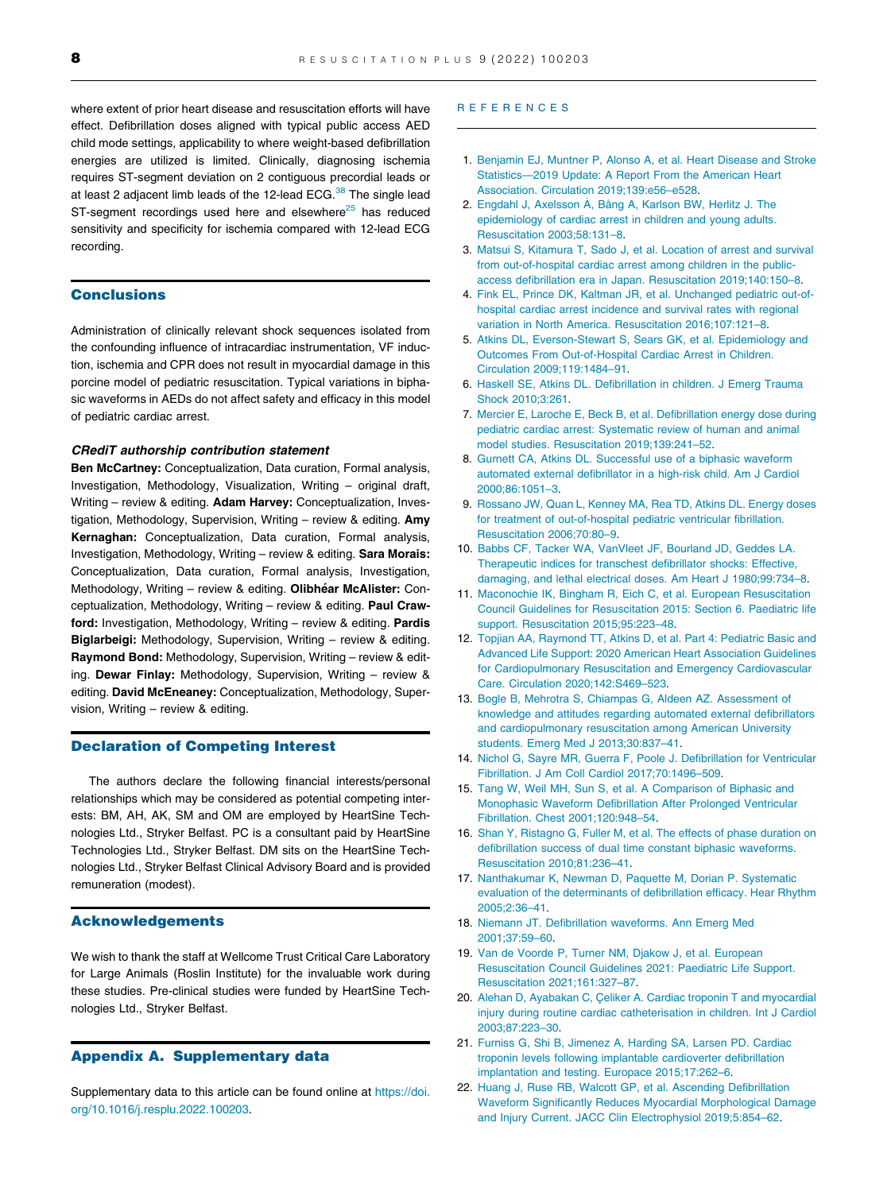where extent of prior heart disease and resuscitation efforts will have effect. Defibrillation doses aligned with typical public access AED child mode settings, applicability to where weight-based defibrillation energies are utilized is limited. Clinically, diagnosing ischemia requires ST-segment deviation on 2 contiguous precordial leads or at least 2 adjacent limb leads of the 12-lead ECG.[38] The single lead ST-segment recordings used here and elsewhere[25] has reduced sensitivity and specificity for ischemia compared with 12-lead ECG recording.

## Conclusions

Administration of clinically relevant shock sequences isolated from the confounding influence of intracardiac instrumentation, VF induction, ischemia and CPR does not result in myocardial damage in this porcine model of pediatric resuscitation. Typical variations in biphasic waveforms in AEDs do not affect safety and efficacy in this model of pediatric cardiac arrest.

### *CRediT authorship contribution statement*

**Ben McCartney:** Conceptualization, Data curation, Formal analysis, Investigation, Methodology, Visualization, Writing – original draft, Writing – review & editing. **Adam Harvey:** Conceptualization, Investigation, Methodology, Supervision, Writing – review & editing. **Amy Kernaghan:** Conceptualization, Data curation, Formal analysis, Investigation, Methodology, Writing – review & editing. **Sara Morais:** Conceptualization, Data curation, Formal analysis, Investigation, Methodology, Writing – review & editing. **Olibhéar McAlister:** Conceptualization, Methodology, Writing – review & editing. **Paul Crawford:** Investigation, Methodology, Writing – review & editing. **Pardis Biglarbeigi:** Methodology, Supervision, Writing – review & editing. **Raymond Bond:** Methodology, Supervision, Writing – review & editing. **Dewar Finlay:** Methodology, Supervision, Writing – review & editing. **David McEneaney:** Conceptualization, Methodology, Supervision, Writing – review & editing.

## Declaration of Competing Interest

The authors declare the following financial interests/personal relationships which may be considered as potential competing interests: BM, AH, AK, SM and OM are employed by HeartSine Technologies Ltd., Stryker Belfast. PC is a consultant paid by HeartSine Technologies Ltd., Stryker Belfast. DM sits on the HeartSine Technologies Ltd., Stryker Belfast Clinical Advisory Board and is provided remuneration (modest).

## Acknowledgements

We wish to thank the staff at Wellcome Trust Critical Care Laboratory for Large Animals (Roslin Institute) for the invaluable work during these studies. Pre-clinical studies were funded by HeartSine Technologies Ltd., Stryker Belfast.

## Appendix A. Supplementary data

Supplementary data to this article can be found online at https://doi.org/10.1016/j.resplu.2022.100203.

## REFERENCES

1. Benjamin EJ, Muntner P, Alonso A, et al. Heart Disease and Stroke Statistics—2019 Update: A Report From the American Heart Association. Circulation 2019;139:e56–e528.
2. Engdahl J, Axelsson Å, Bång A, Karlson BW, Herlitz J. The epidemiology of cardiac arrest in children and young adults. Resuscitation 2003;58:131–8.
3. Matsui S, Kitamura T, Sado J, et al. Location of arrest and survival from out-of-hospital cardiac arrest among children in the public-access defibrillation era in Japan. Resuscitation 2019;140:150–8.
4. Fink EL, Prince DK, Kaltman JR, et al. Unchanged pediatric out-of-hospital cardiac arrest incidence and survival rates with regional variation in North America. Resuscitation 2016;107:121–8.
5. Atkins DL, Everson-Stewart S, Sears GK, et al. Epidemiology and Outcomes From Out-of-Hospital Cardiac Arrest in Children. Circulation 2009;119:1484–91.
6. Haskell SE, Atkins DL. Defibrillation in children. J Emerg Trauma Shock 2010;3:261.
7. Mercier E, Laroche E, Beck B, et al. Defibrillation energy dose during pediatric cardiac arrest: Systematic review of human and animal model studies. Resuscitation 2019;139:241–52.
8. Gurnett CA, Atkins DL. Successful use of a biphasic waveform automated external defibrillator in a high-risk child. Am J Cardiol 2000;86:1051–3.
9. Rossano JW, Quan L, Kenney MA, Rea TD, Atkins DL. Energy doses for treatment of out-of-hospital pediatric ventricular fibrillation. Resuscitation 2006;70:80–9.
10. Babbs CF, Tacker WA, VanVleet JF, Bourland JD, Geddes LA. Therapeutic indices for transchest defibrillator shocks: Effective, damaging, and lethal electrical doses. Am Heart J 1980;99:734–8.
11. Maconochie IK, Bingham R, Eich C, et al. European Resuscitation Council Guidelines for Resuscitation 2015: Section 6. Paediatric life support. Resuscitation 2015;95:223–48.
12. Topjian AA, Raymond TT, Atkins D, et al. Part 4: Pediatric Basic and Advanced Life Support: 2020 American Heart Association Guidelines for Cardiopulmonary Resuscitation and Emergency Cardiovascular Care. Circulation 2020;142:S469–523.
13. Bogle B, Mehrotra S, Chiampas G, Aldeen AZ. Assessment of knowledge and attitudes regarding automated external defibrillators and cardiopulmonary resuscitation among American University students. Emerg Med J 2013;30:837–41.
14. Nichol G, Sayre MR, Guerra F, Poole J. Defibrillation for Ventricular Fibrillation. J Am Coll Cardiol 2017;70:1496–509.
15. Tang W, Weil MH, Sun S, et al. A Comparison of Biphasic and Monophasic Waveform Defibrillation After Prolonged Ventricular Fibrillation. Chest 2001;120:948–54.
16. Shan Y, Ristagno G, Fuller M, et al. The effects of phase duration on defibrillation success of dual time constant biphasic waveforms. Resuscitation 2010;81:236–41.
17. Nanthakumar K, Newman D, Paquette M, Dorian P. Systematic evaluation of the determinants of defibrillation efficacy. Hear Rhythm 2005;2:36–41.
18. Niemann JT. Defibrillation waveforms. Ann Emerg Med 2001;37:59–60.
19. Van de Voorde P, Turner NM, Djakow J, et al. European Resuscitation Council Guidelines 2021: Paediatric Life Support. Resuscitation 2021;161:327–87.
20. Alehan D, Ayabakan C, Çeliker A. Cardiac troponin T and myocardial injury during routine cardiac catheterisation in children. Int J Cardiol 2003;87:223–30.
21. Furniss G, Shi B, Jimenez A, Harding SA, Larsen PD. Cardiac troponin levels following implantable cardioverter defibrillation implantation and testing. Europace 2015;17:262–6.
22. Huang J, Ruse RB, Walcott GP, et al. Ascending Defibrillation Waveform Significantly Reduces Myocardial Morphological Damage and Injury Current. JACC Clin Electrophysiol 2019;5:854–62.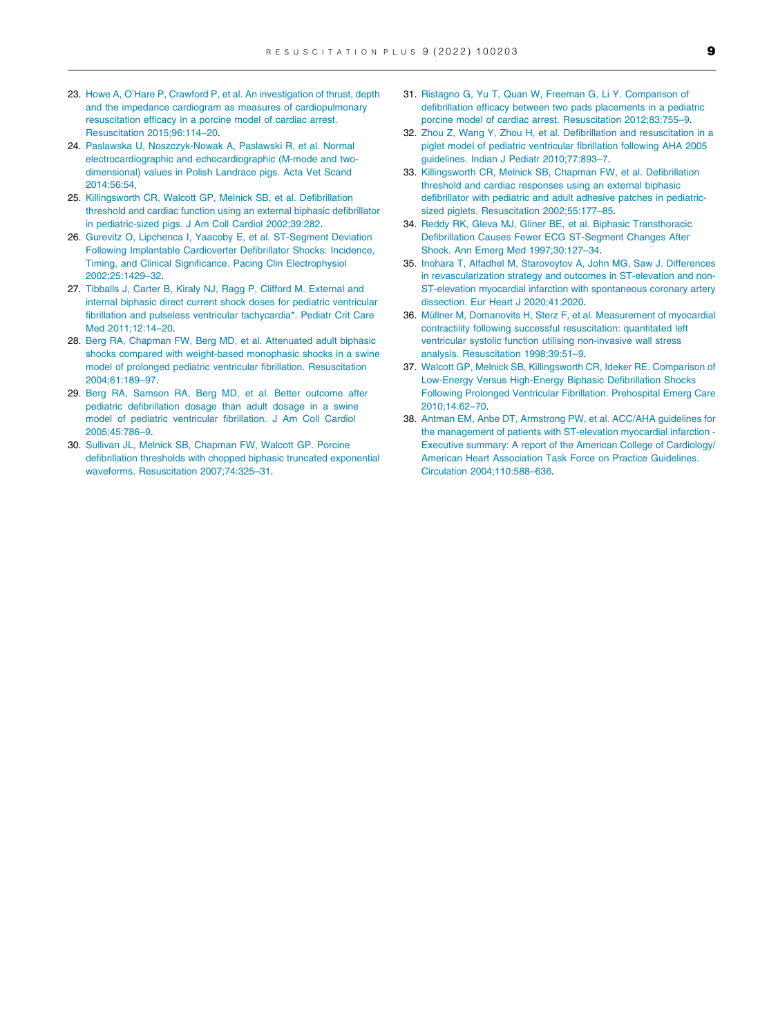23. Howe A, O'Hare P, Crawford P, et al. An investigation of thrust, depth and the impedance cardiogram as measures of cardiopulmonary resuscitation efficacy in a porcine model of cardiac arrest. Resuscitation 2015;96:114–20.
24. Paslawska U, Noszczyk-Nowak A, Paslawski R, et al. Normal electrocardiographic and echocardiographic (M-mode and two-dimensional) values in Polish Landrace pigs. Acta Vet Scand 2014;56:54.
25. Killingsworth CR, Walcott GP, Melnick SB, et al. Defibrillation threshold and cardiac function using an external biphasic defibrillator in pediatric-sized pigs. J Am Coll Cardiol 2002;39:282.
26. Gurevitz O, Lipchenca I, Yaacoby E, et al. ST-Segment Deviation Following Implantable Cardioverter Defibrillator Shocks: Incidence, Timing, and Clinical Significance. Pacing Clin Electrophysiol 2002;25:1429–32.
27. Tibballs J, Carter B, Kiraly NJ, Ragg P, Clifford M. External and internal biphasic direct current shock doses for pediatric ventricular fibrillation and pulseless ventricular tachycardia*. Pediatr Crit Care Med 2011;12:14–20.
28. Berg RA, Chapman FW, Berg MD, et al. Attenuated adult biphasic shocks compared with weight-based monophasic shocks in a swine model of prolonged pediatric ventricular fibrillation. Resuscitation 2004;61:189–97.
29. Berg RA, Samson RA, Berg MD, et al. Better outcome after pediatric defibrillation dosage than adult dosage in a swine model of pediatric ventricular fibrillation. J Am Coll Cardiol 2005;45:786–9.
30. Sullivan JL, Melnick SB, Chapman FW, Walcott GP. Porcine defibrillation thresholds with chopped biphasic truncated exponential waveforms. Resuscitation 2007;74:325–31.
31. Ristagno G, Yu T, Quan W, Freeman G, Li Y. Comparison of defibrillation efficacy between two pads placements in a pediatric porcine model of cardiac arrest. Resuscitation 2012;83:755–9.
32. Zhou Z, Wang Y, Zhou H, et al. Defibrillation and resuscitation in a piglet model of pediatric ventricular fibrillation following AHA 2005 guidelines. Indian J Pediatr 2010;77:893–7.
33. Killingsworth CR, Melnick SB, Chapman FW, et al. Defibrillation threshold and cardiac responses using an external biphasic defibrillator with pediatric and adult adhesive patches in pediatric-sized piglets. Resuscitation 2002;55:177–85.
34. Reddy RK, Gleva MJ, Gliner BE, et al. Biphasic Transthoracic Defibrillation Causes Fewer ECG ST-Segment Changes After Shock. Ann Emerg Med 1997;30:127–34.
35. Inohara T, Alfadhel M, Starovoytov A, John MG, Saw J. Differences in revascularization strategy and outcomes in ST-elevation and non-ST-elevation myocardial infarction with spontaneous coronary artery dissection. Eur Heart J 2020;41:2020.
36. Müllner M, Domanovits H, Sterz F, et al. Measurement of myocardial contractility following successful resuscitation: quantitated left ventricular systolic function utilising non-invasive wall stress analysis. Resuscitation 1998;39:51–9.
37. Walcott GP, Melnick SB, Killingsworth CR, Ideker RE. Comparison of Low-Energy Versus High-Energy Biphasic Defibrillation Shocks Following Prolonged Ventricular Fibrillation. Prehospital Emerg Care 2010;14:62–70.
38. Antman EM, Anbe DT, Armstrong PW, et al. ACC/AHA guidelines for the management of patients with ST-elevation myocardial infarction - Executive summary: A report of the American College of Cardiology/American Heart Association Task Force on Practice Guidelines. Circulation 2004;110:588–636.